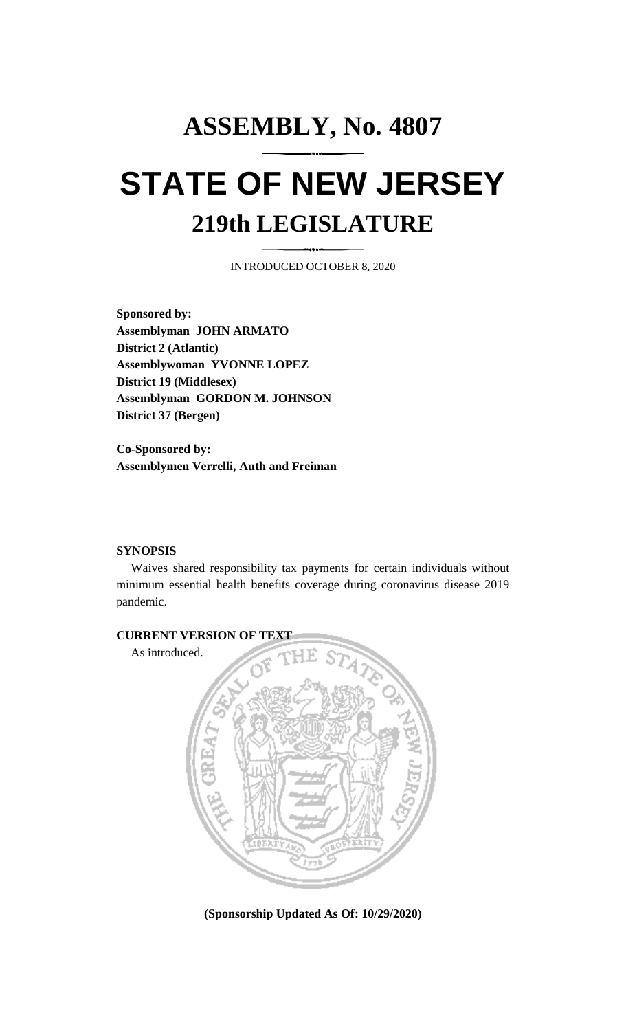# ASSEMBLY, No. 4807

# STATE OF NEW JERSEY

## 219th LEGISLATURE

INTRODUCED OCTOBER 8, 2020

**Sponsored by:**
**Assemblyman JOHN ARMATO**
**District 2 (Atlantic)**
**Assemblywoman YVONNE LOPEZ**
**District 19 (Middlesex)**
**Assemblyman GORDON M. JOHNSON**
**District 37 (Bergen)**

**Co-Sponsored by:**
**Assemblymen Verrelli, Auth and Freiman**

**SYNOPSIS**

Waives shared responsibility tax payments for certain individuals without minimum essential health benefits coverage during coronavirus disease 2019 pandemic.

**CURRENT VERSION OF TEXT**

As introduced.

**(Sponsorship Updated As Of: 10/29/2020)**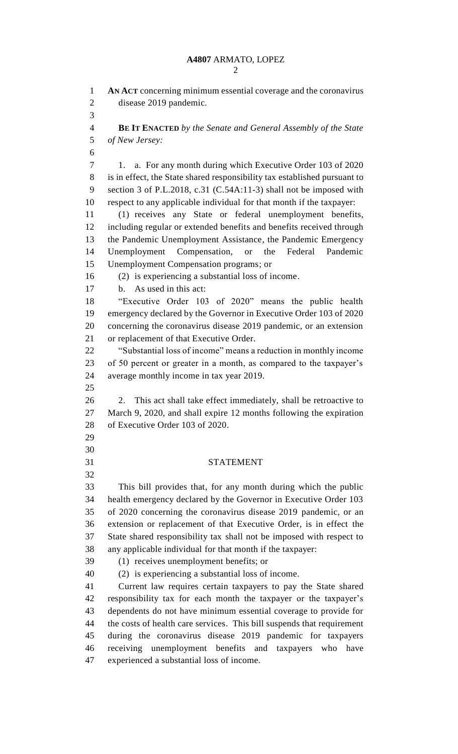**AN ACT** concerning minimum essential coverage and the coronavirus disease 2019 pandemic.

**BE IT ENACTED** *by the Senate and General Assembly of the State of New Jersey:*

1. a. For any month during which Executive Order 103 of 2020 is in effect, the State shared responsibility tax established pursuant to section 3 of P.L.2018, c.31 (C.54A:11-3) shall not be imposed with respect to any applicable individual for that month if the taxpayer:

(1) receives any State or federal unemployment benefits, including regular or extended benefits and benefits received through the Pandemic Unemployment Assistance, the Pandemic Emergency Unemployment Compensation, or the Federal Pandemic Unemployment Compensation programs; or

(2) is experiencing a substantial loss of income.

b. As used in this act:

"Executive Order 103 of 2020" means the public health emergency declared by the Governor in Executive Order 103 of 2020 concerning the coronavirus disease 2019 pandemic, or an extension or replacement of that Executive Order.

"Substantial loss of income" means a reduction in monthly income of 50 percent or greater in a month, as compared to the taxpayer's average monthly income in tax year 2019.

2. This act shall take effect immediately, shall be retroactive to March 9, 2020, and shall expire 12 months following the expiration of Executive Order 103 of 2020.

## STATEMENT

This bill provides that, for any month during which the public health emergency declared by the Governor in Executive Order 103 of 2020 concerning the coronavirus disease 2019 pandemic, or an extension or replacement of that Executive Order, is in effect the State shared responsibility tax shall not be imposed with respect to any applicable individual for that month if the taxpayer:

(1) receives unemployment benefits; or

(2) is experiencing a substantial loss of income.

Current law requires certain taxpayers to pay the State shared responsibility tax for each month the taxpayer or the taxpayer's dependents do not have minimum essential coverage to provide for the costs of health care services. This bill suspends that requirement during the coronavirus disease 2019 pandemic for taxpayers receiving unemployment benefits and taxpayers who have experienced a substantial loss of income.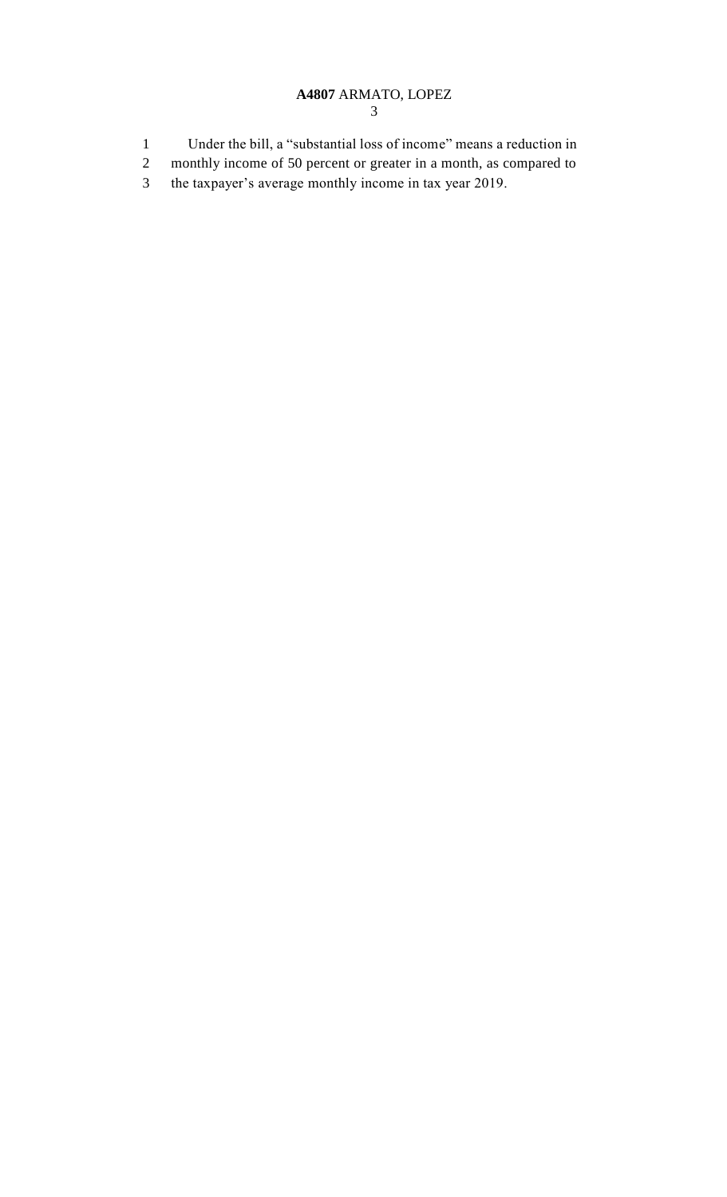Under the bill, a "substantial loss of income" means a reduction in monthly income of 50 percent or greater in a month, as compared to the taxpayer's average monthly income in tax year 2019.